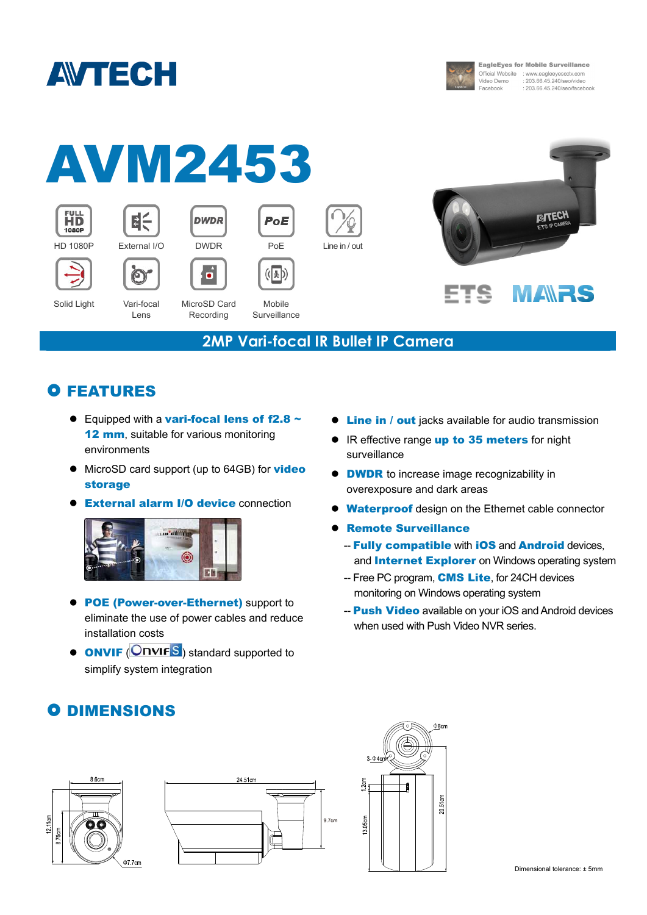# AVTECH

**EagleEyes for Mobile Surveillance**
Official Website : www.eagleeyescctv.com
Video Demo : 203.66.45.240/seo/video
Facebook : 203.66.45.240/seo/facebook

# AVM2453

HD 1080P | External I/O | DWDR | PoE | Line in / out
Solid Light | Vari-focal Lens | MicroSD Card Recording | Mobile Surveillance

ETS MARS

## 2MP Vari-focal IR Bullet IP Camera

## FEATURES

- Equipped with a **vari-focal lens of f2.8 ~ 12 mm**, suitable for various monitoring environments
- MicroSD card support (up to 64GB) for **video storage**
- **External alarm I/O device** connection
- **POE (Power-over-Ethernet)** support to eliminate the use of power cables and reduce installation costs
- **ONVIF** (ONVIF) standard supported to simplify system integration
- **Line in / out** jacks available for audio transmission
- IR effective range **up to 35 meters** for night surveillance
- **DWDR** to increase image recognizability in overexposure and dark areas
- **Waterproof** design on the Ethernet cable connector
- **Remote Surveillance**
  - -- **Fully compatible** with **iOS** and **Android** devices, and **Internet Explorer** on Windows operating system
  - -- Free PC program, **CMS Lite**, for 24CH devices monitoring on Windows operating system
  - -- **Push Video** available on your iOS and Android devices when used with Push Video NVR series.

## DIMENSIONS

8.6cm, 12.11cm, 8.76cm, Φ7.7cm, 24.51cm, 9.7cm, Φ8cm, 3-Φ4cm, 1.2cm, 13.05cm, 20.51cm

Dimensional tolerance: ± 5mm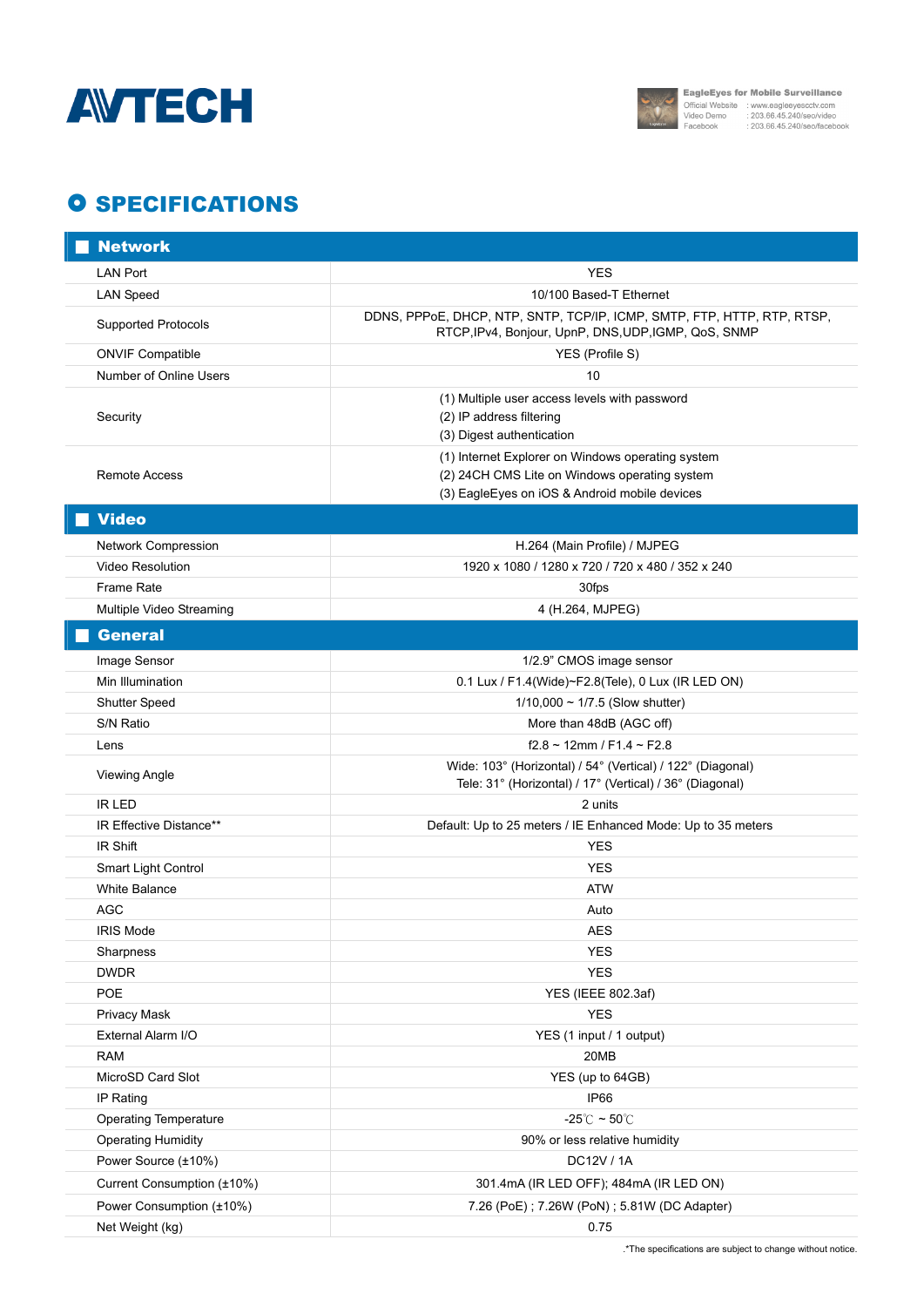# SPECIFICATIONS

| **Network** | |
|---|---|
| LAN Port | YES |
| LAN Speed | 10/100 Based-T Ethernet |
| Supported Protocols | DDNS, PPPoE, DHCP, NTP, SNTP, TCP/IP, ICMP, SMTP, FTP, HTTP, RTP, RTSP, RTCP,IPv4, Bonjour, UpnP, DNS,UDP,IGMP, QoS, SNMP |
| ONVIF Compatible | YES (Profile S) |
| Number of Online Users | 10 |
| Security | (1) Multiple user access levels with password<br>(2) IP address filtering<br>(3) Digest authentication |
| Remote Access | (1) Internet Explorer on Windows operating system<br>(2) 24CH CMS Lite on Windows operating system<br>(3) EagleEyes on iOS & Android mobile devices |
| **Video** | |
| Network Compression | H.264 (Main Profile) / MJPEG |
| Video Resolution | 1920 x 1080 / 1280 x 720 / 720 x 480 / 352 x 240 |
| Frame Rate | 30fps |
| Multiple Video Streaming | 4 (H.264, MJPEG) |
| **General** | |
| Image Sensor | 1/2.9" CMOS image sensor |
| Min Illumination | 0.1 Lux / F1.4(Wide)~F2.8(Tele), 0 Lux (IR LED ON) |
| Shutter Speed | 1/10,000 ~ 1/7.5 (Slow shutter) |
| S/N Ratio | More than 48dB (AGC off) |
| Lens | f2.8 ~ 12mm / F1.4 ~ F2.8 |
| Viewing Angle | Wide: 103° (Horizontal) / 54° (Vertical) / 122° (Diagonal)<br>Tele: 31° (Horizontal) / 17° (Vertical) / 36° (Diagonal) |
| IR LED | 2 units |
| IR Effective Distance** | Default: Up to 25 meters / IE Enhanced Mode: Up to 35 meters |
| IR Shift | YES |
| Smart Light Control | YES |
| White Balance | ATW |
| AGC | Auto |
| IRIS Mode | AES |
| Sharpness | YES |
| DWDR | YES |
| POE | YES (IEEE 802.3af) |
| Privacy Mask | YES |
| External Alarm I/O | YES (1 input / 1 output) |
| RAM | 20MB |
| MicroSD Card Slot | YES (up to 64GB) |
| IP Rating | IP66 |
| Operating Temperature | -25℃ ~ 50℃ |
| Operating Humidity | 90% or less relative humidity |
| Power Source (±10%) | DC12V / 1A |
| Current Consumption (±10%) | 301.4mA (IR LED OFF); 484mA (IR LED ON) |
| Power Consumption (±10%) | 7.26 (PoE) ; 7.26W (PoN) ; 5.81W (DC Adapter) |
| Net Weight (kg) | 0.75 |

.*The specifications are subject to change without notice.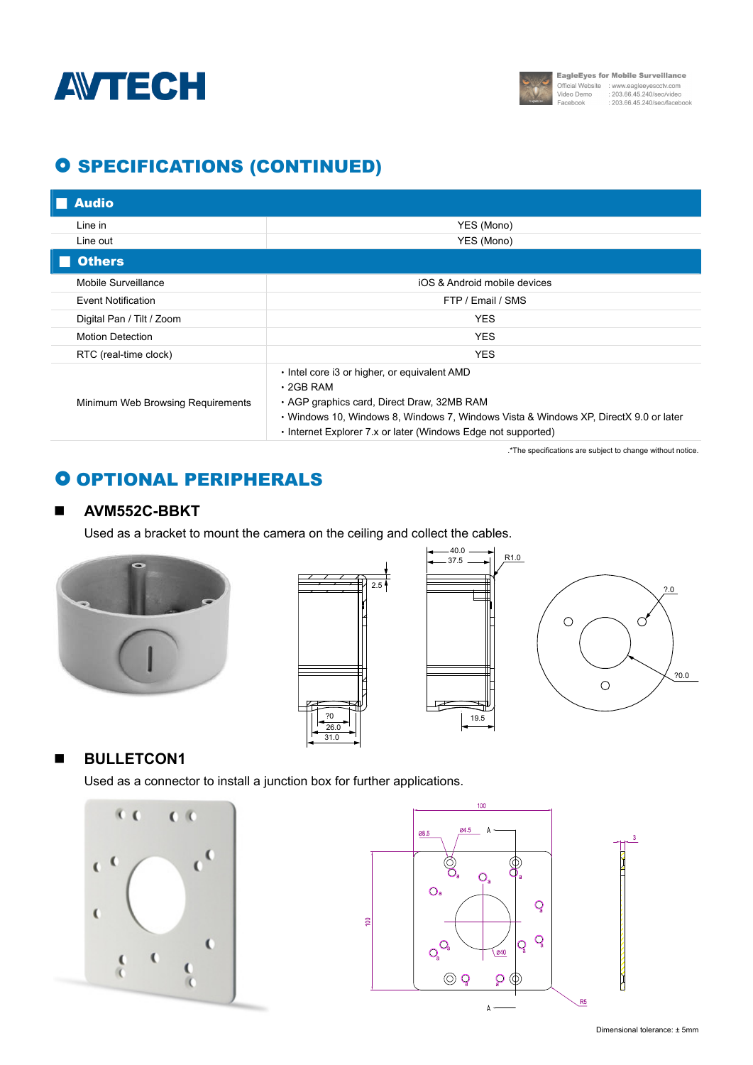## SPECIFICATIONS (CONTINUED)

| | |
|---|---|
| **Audio** | |
| Line in | YES (Mono) |
| Line out | YES (Mono) |
| **Others** | |
| Mobile Surveillance | iOS & Android mobile devices |
| Event Notification | FTP / Email / SMS |
| Digital Pan / Tilt / Zoom | YES |
| Motion Detection | YES |
| RTC (real-time clock) | YES |
| Minimum Web Browsing Requirements | • Intel core i3 or higher, or equivalent AMD<br>• 2GB RAM<br>• AGP graphics card, Direct Draw, 32MB RAM<br>• Windows 10, Windows 8, Windows 7, Windows Vista & Windows XP, DirectX 9.0 or later<br>• Internet Explorer 7.x or later (Windows Edge not supported) |

.*The specifications are subject to change without notice.

## OPTIONAL PERIPHERALS

### AVM552C-BBKT

Used as a bracket to mount the camera on the ceiling and collect the cables.

40.0
37.5
R1.0
2.5
?2.0
?0.0
?0
26.0
31.0
19.5

### BULLETCON1

Used as a connector to install a junction box for further applications.

100
Ø8.5
Ø4.5
A
100
Ø40
R5
A
3

Dimensional tolerance: ± 5mm